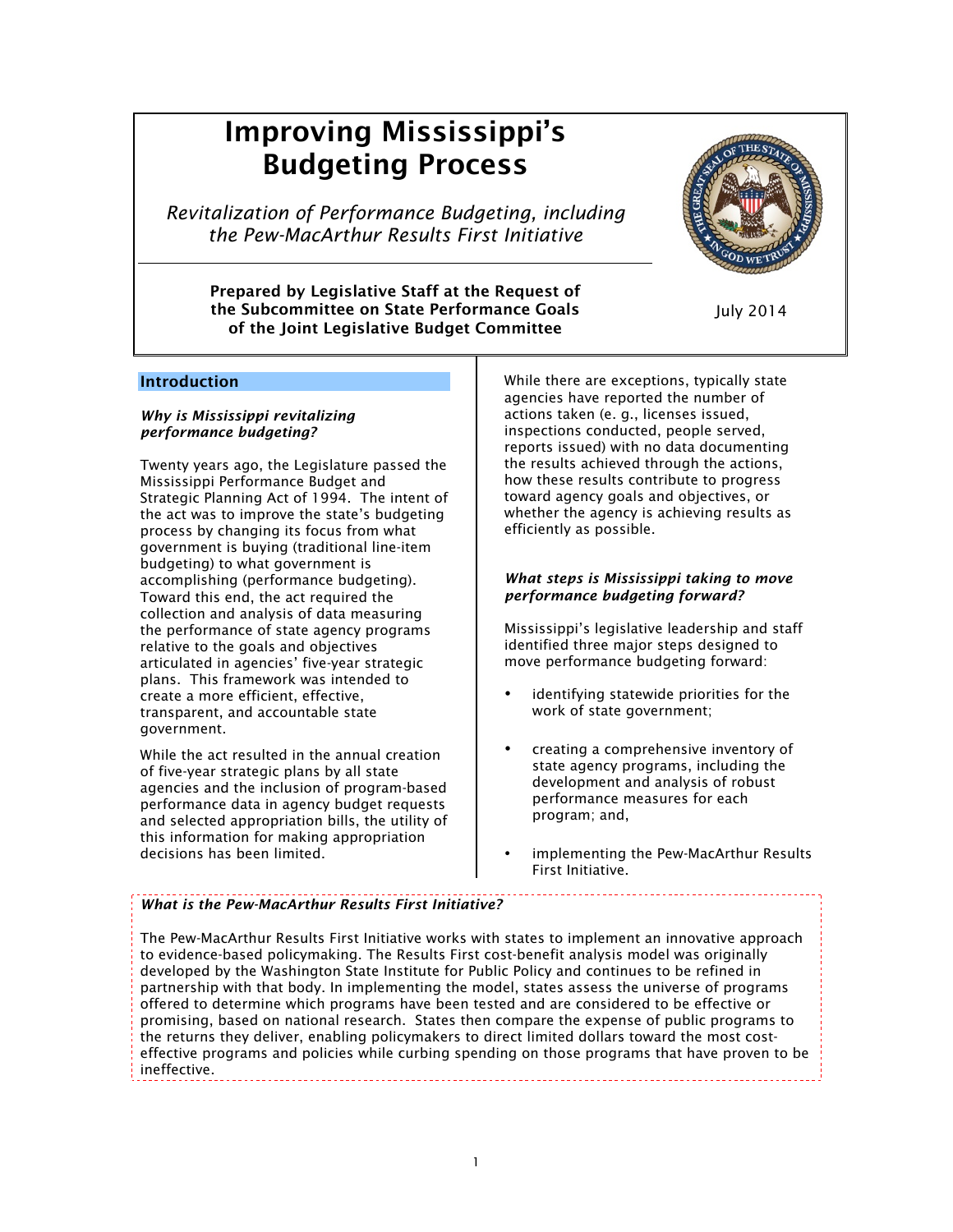# Improving Mississippi's Budgeting Process

*Revitalization of Performance Budgeting, including the Pew-MacArthur Results First Initiative*

**Prepared by Legislative Staff at the Request of the Subcommittee on State Performance Goals of the Joint Legislative Budget Committee**

July 2014

## Introduction

***Why is Mississippi revitalizing performance budgeting?***

Twenty years ago, the Legislature passed the Mississippi Performance Budget and Strategic Planning Act of 1994. The intent of the act was to improve the state's budgeting process by changing its focus from what government is buying (traditional line-item budgeting) to what government is accomplishing (performance budgeting). Toward this end, the act required the collection and analysis of data measuring the performance of state agency programs relative to the goals and objectives articulated in agencies' five-year strategic plans. This framework was intended to create a more efficient, effective, transparent, and accountable state government.

While the act resulted in the annual creation of five-year strategic plans by all state agencies and the inclusion of program-based performance data in agency budget requests and selected appropriation bills, the utility of this information for making appropriation decisions has been limited.

While there are exceptions, typically state agencies have reported the number of actions taken (e. g., licenses issued, inspections conducted, people served, reports issued) with no data documenting the results achieved through the actions, how these results contribute to progress toward agency goals and objectives, or whether the agency is achieving results as efficiently as possible.

***What steps is Mississippi taking to move performance budgeting forward?***

Mississippi's legislative leadership and staff identified three major steps designed to move performance budgeting forward:

- identifying statewide priorities for the work of state government;
- creating a comprehensive inventory of state agency programs, including the development and analysis of robust performance measures for each program; and,
- implementing the Pew-MacArthur Results First Initiative.

***What is the Pew-MacArthur Results First Initiative?***

The Pew-MacArthur Results First Initiative works with states to implement an innovative approach to evidence-based policymaking. The Results First cost-benefit analysis model was originally developed by the Washington State Institute for Public Policy and continues to be refined in partnership with that body. In implementing the model, states assess the universe of programs offered to determine which programs have been tested and are considered to be effective or promising, based on national research. States then compare the expense of public programs to the returns they deliver, enabling policymakers to direct limited dollars toward the most cost-effective programs and policies while curbing spending on those programs that have proven to be ineffective.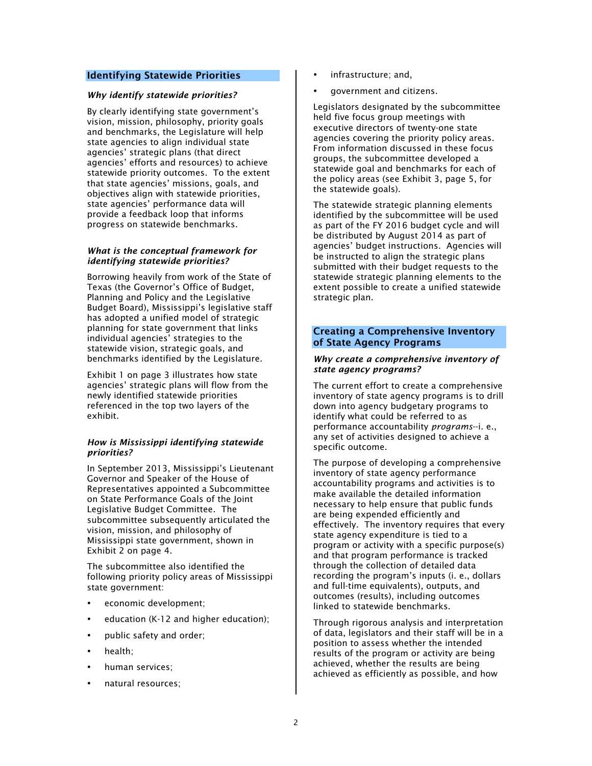## Identifying Statewide Priorities

***Why identify statewide priorities?***

By clearly identifying state government's vision, mission, philosophy, priority goals and benchmarks, the Legislature will help state agencies to align individual state agencies' strategic plans (that direct agencies' efforts and resources) to achieve statewide priority outcomes. To the extent that state agencies' missions, goals, and objectives align with statewide priorities, state agencies' performance data will provide a feedback loop that informs progress on statewide benchmarks.

***What is the conceptual framework for identifying statewide priorities?***

Borrowing heavily from work of the State of Texas (the Governor's Office of Budget, Planning and Policy and the Legislative Budget Board), Mississippi's legislative staff has adopted a unified model of strategic planning for state government that links individual agencies' strategies to the statewide vision, strategic goals, and benchmarks identified by the Legislature.

Exhibit 1 on page 3 illustrates how state agencies' strategic plans will flow from the newly identified statewide priorities referenced in the top two layers of the exhibit.

***How is Mississippi identifying statewide priorities?***

In September 2013, Mississippi's Lieutenant Governor and Speaker of the House of Representatives appointed a Subcommittee on State Performance Goals of the Joint Legislative Budget Committee. The subcommittee subsequently articulated the vision, mission, and philosophy of Mississippi state government, shown in Exhibit 2 on page 4.

The subcommittee also identified the following priority policy areas of Mississippi state government:

- economic development;
- education (K-12 and higher education);
- public safety and order;
- health;
- human services;
- natural resources;
- infrastructure; and,
- government and citizens.

Legislators designated by the subcommittee held five focus group meetings with executive directors of twenty-one state agencies covering the priority policy areas. From information discussed in these focus groups, the subcommittee developed a statewide goal and benchmarks for each of the policy areas (see Exhibit 3, page 5, for the statewide goals).

The statewide strategic planning elements identified by the subcommittee will be used as part of the FY 2016 budget cycle and will be distributed by August 2014 as part of agencies' budget instructions. Agencies will be instructed to align the strategic plans submitted with their budget requests to the statewide strategic planning elements to the extent possible to create a unified statewide strategic plan.

## Creating a Comprehensive Inventory of State Agency Programs

***Why create a comprehensive inventory of state agency programs?***

The current effort to create a comprehensive inventory of state agency programs is to drill down into agency budgetary programs to identify what could be referred to as performance accountability *programs*--i. e., any set of activities designed to achieve a specific outcome.

The purpose of developing a comprehensive inventory of state agency performance accountability programs and activities is to make available the detailed information necessary to help ensure that public funds are being expended efficiently and effectively. The inventory requires that every state agency expenditure is tied to a program or activity with a specific purpose(s) and that program performance is tracked through the collection of detailed data recording the program's inputs (i. e., dollars and full-time equivalents), outputs, and outcomes (results), including outcomes linked to statewide benchmarks.

Through rigorous analysis and interpretation of data, legislators and their staff will be in a position to assess whether the intended results of the program or activity are being achieved, whether the results are being achieved as efficiently as possible, and how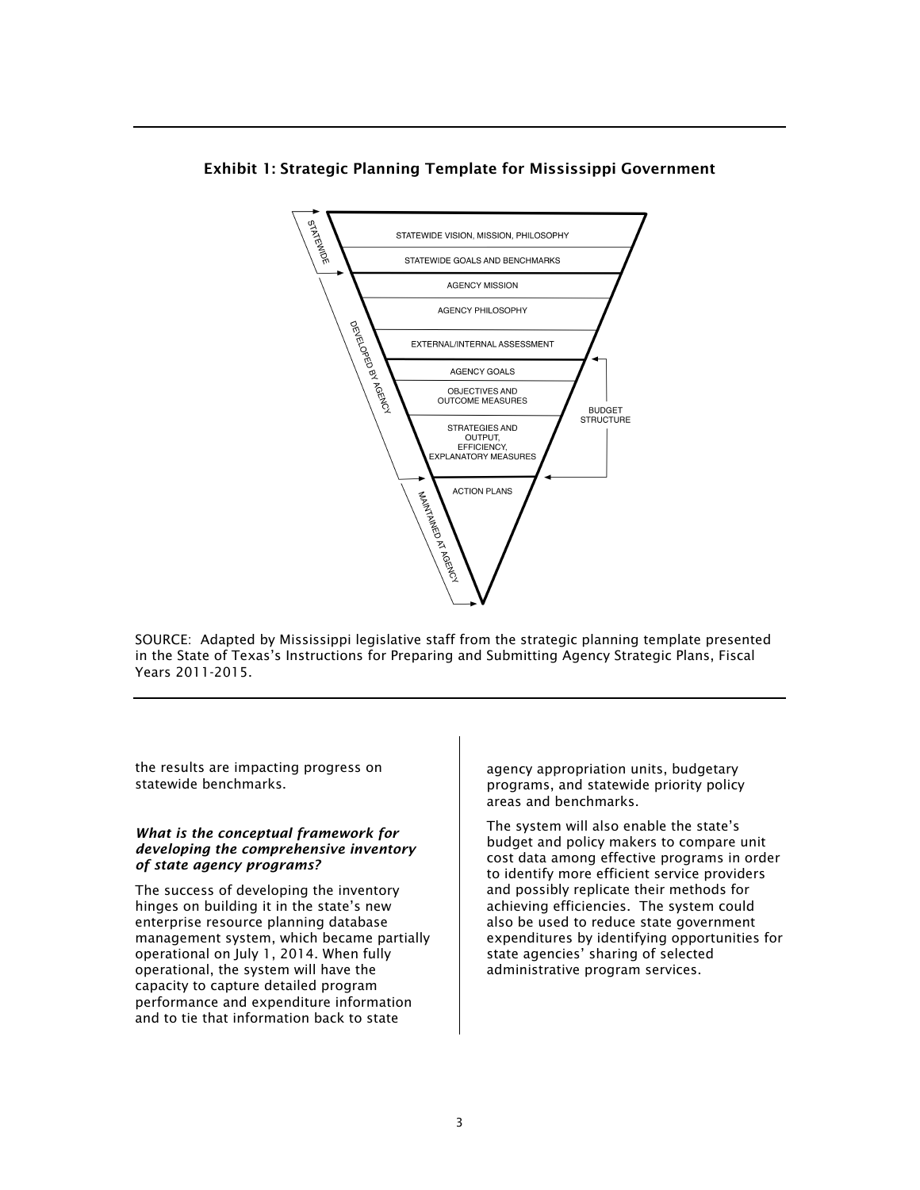**Exhibit 1: Strategic Planning Template for Mississippi Government**

STATEWIDE VISION, MISSION, PHILOSOPHY

STATEWIDE GOALS AND BENCHMARKS

AGENCY MISSION

AGENCY PHILOSOPHY

EXTERNAL/INTERNAL ASSESSMENT

AGENCY GOALS

OBJECTIVES AND OUTCOME MEASURES

STRATEGIES AND OUTPUT, EFFICIENCY, EXPLANATORY MEASURES

ACTION PLANS

STATEWIDE

DEVELOPED BY AGENCY

MAINTAINED AT AGENCY

BUDGET STRUCTURE

SOURCE: Adapted by Mississippi legislative staff from the strategic planning template presented in the State of Texas's Instructions for Preparing and Submitting Agency Strategic Plans, Fiscal Years 2011-2015.

the results are impacting progress on statewide benchmarks.

***What is the conceptual framework for developing the comprehensive inventory of state agency programs?***

The success of developing the inventory hinges on building it in the state's new enterprise resource planning database management system, which became partially operational on July 1, 2014. When fully operational, the system will have the capacity to capture detailed program performance and expenditure information and to tie that information back to state agency appropriation units, budgetary programs, and statewide priority policy areas and benchmarks.

The system will also enable the state's budget and policy makers to compare unit cost data among effective programs in order to identify more efficient service providers and possibly replicate their methods for achieving efficiencies. The system could also be used to reduce state government expenditures by identifying opportunities for state agencies' sharing of selected administrative program services.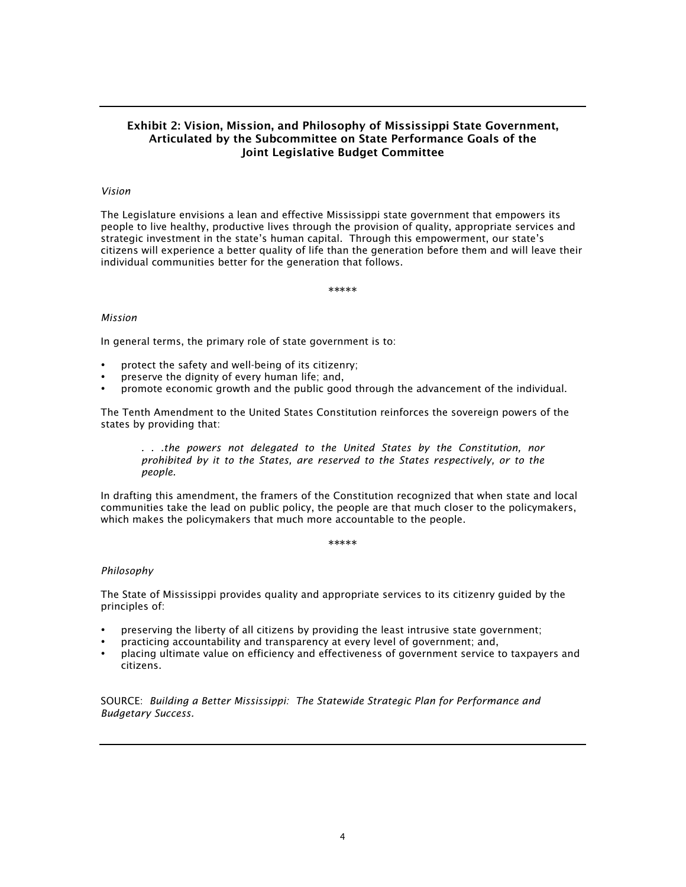### Exhibit 2: Vision, Mission, and Philosophy of Mississippi State Government, Articulated by the Subcommittee on State Performance Goals of the Joint Legislative Budget Committee

*Vision*

The Legislature envisions a lean and effective Mississippi state government that empowers its people to live healthy, productive lives through the provision of quality, appropriate services and strategic investment in the state's human capital. Through this empowerment, our state's citizens will experience a better quality of life than the generation before them and will leave their individual communities better for the generation that follows.

\*\*\*\*\*

*Mission*

In general terms, the primary role of state government is to:

- protect the safety and well-being of its citizenry;
- preserve the dignity of every human life; and,
- promote economic growth and the public good through the advancement of the individual.

The Tenth Amendment to the United States Constitution reinforces the sovereign powers of the states by providing that:

> *. . .the powers not delegated to the United States by the Constitution, nor prohibited by it to the States, are reserved to the States respectively, or to the people.*

In drafting this amendment, the framers of the Constitution recognized that when state and local communities take the lead on public policy, the people are that much closer to the policymakers, which makes the policymakers that much more accountable to the people.

\*\*\*\*\*

*Philosophy*

The State of Mississippi provides quality and appropriate services to its citizenry guided by the principles of:

- preserving the liberty of all citizens by providing the least intrusive state government;
- practicing accountability and transparency at every level of government; and,
- placing ultimate value on efficiency and effectiveness of government service to taxpayers and citizens.

SOURCE: *Building a Better Mississippi: The Statewide Strategic Plan for Performance and Budgetary Success.*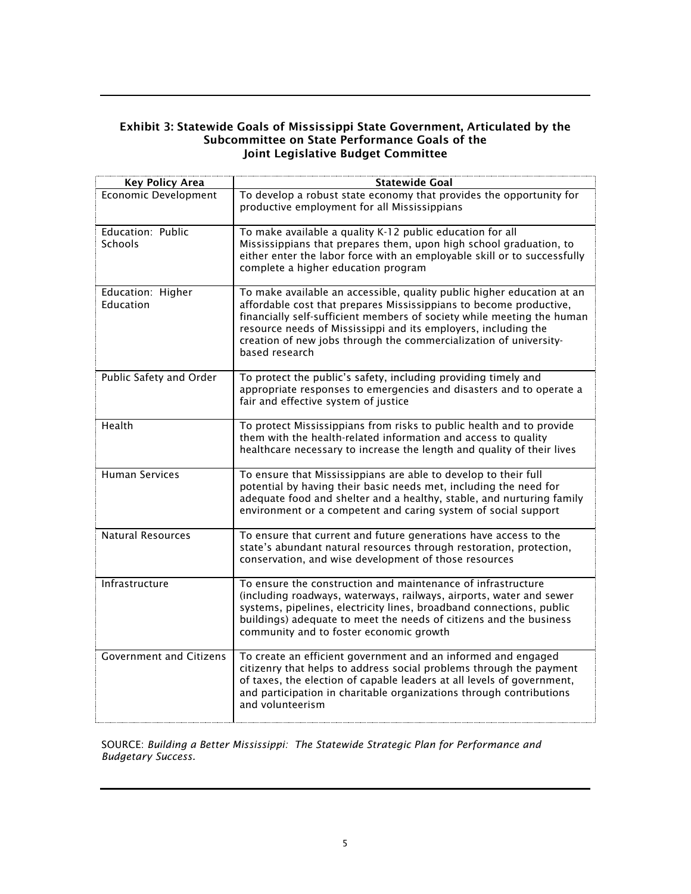**Exhibit 3: Statewide Goals of Mississippi State Government, Articulated by the Subcommittee on State Performance Goals of the Joint Legislative Budget Committee**

| Key Policy Area | Statewide Goal |
|---|---|
| Economic Development | To develop a robust state economy that provides the opportunity for productive employment for all Mississippians |
| Education: Public Schools | To make available a quality K-12 public education for all Mississippians that prepares them, upon high school graduation, to either enter the labor force with an employable skill or to successfully complete a higher education program |
| Education: Higher Education | To make available an accessible, quality public higher education at an affordable cost that prepares Mississippians to become productive, financially self-sufficient members of society while meeting the human resource needs of Mississippi and its employers, including the creation of new jobs through the commercialization of university-based research |
| Public Safety and Order | To protect the public's safety, including providing timely and appropriate responses to emergencies and disasters and to operate a fair and effective system of justice |
| Health | To protect Mississippians from risks to public health and to provide them with the health-related information and access to quality healthcare necessary to increase the length and quality of their lives |
| Human Services | To ensure that Mississippians are able to develop to their full potential by having their basic needs met, including the need for adequate food and shelter and a healthy, stable, and nurturing family environment or a competent and caring system of social support |
| Natural Resources | To ensure that current and future generations have access to the state's abundant natural resources through restoration, protection, conservation, and wise development of those resources |
| Infrastructure | To ensure the construction and maintenance of infrastructure (including roadways, waterways, railways, airports, water and sewer systems, pipelines, electricity lines, broadband connections, public buildings) adequate to meet the needs of citizens and the business community and to foster economic growth |
| Government and Citizens | To create an efficient government and an informed and engaged citizenry that helps to address social problems through the payment of taxes, the election of capable leaders at all levels of government, and participation in charitable organizations through contributions and volunteerism |

SOURCE: *Building a Better Mississippi: The Statewide Strategic Plan for Performance and Budgetary Success.*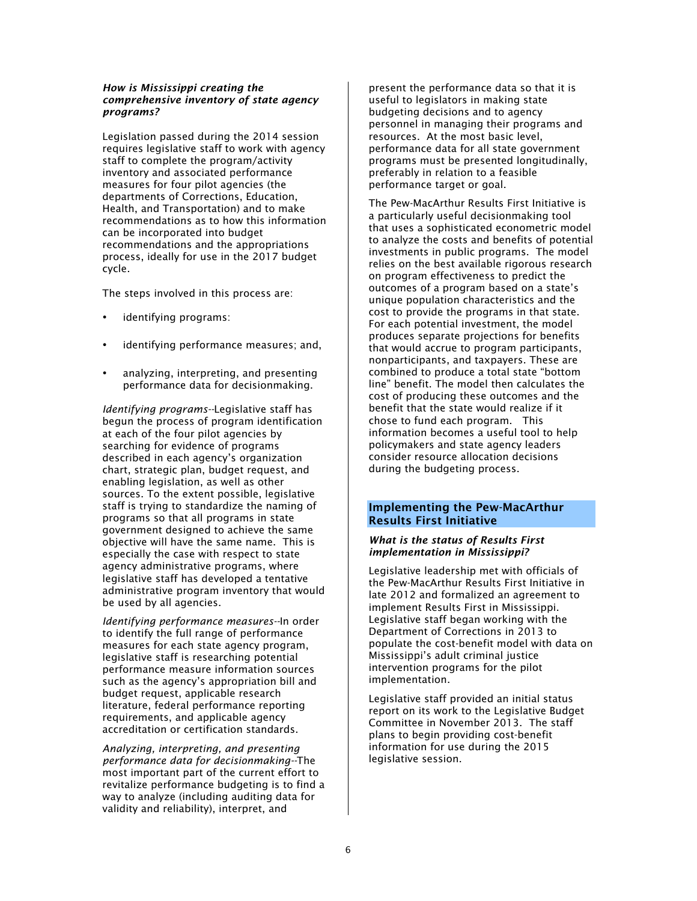***How is Mississippi creating the comprehensive inventory of state agency programs?***

Legislation passed during the 2014 session requires legislative staff to work with agency staff to complete the program/activity inventory and associated performance measures for four pilot agencies (the departments of Corrections, Education, Health, and Transportation) and to make recommendations as to how this information can be incorporated into budget recommendations and the appropriations process, ideally for use in the 2017 budget cycle.

The steps involved in this process are:

- identifying programs:
- identifying performance measures; and,
- analyzing, interpreting, and presenting performance data for decisionmaking.

*Identifying programs*--Legislative staff has begun the process of program identification at each of the four pilot agencies by searching for evidence of programs described in each agency's organization chart, strategic plan, budget request, and enabling legislation, as well as other sources. To the extent possible, legislative staff is trying to standardize the naming of programs so that all programs in state government designed to achieve the same objective will have the same name. This is especially the case with respect to state agency administrative programs, where legislative staff has developed a tentative administrative program inventory that would be used by all agencies.

*Identifying performance measures*--In order to identify the full range of performance measures for each state agency program, legislative staff is researching potential performance measure information sources such as the agency's appropriation bill and budget request, applicable research literature, federal performance reporting requirements, and applicable agency accreditation or certification standards.

*Analyzing, interpreting, and presenting performance data for decisionmaking*--The most important part of the current effort to revitalize performance budgeting is to find a way to analyze (including auditing data for validity and reliability), interpret, and present the performance data so that it is useful to legislators in making state budgeting decisions and to agency personnel in managing their programs and resources. At the most basic level, performance data for all state government programs must be presented longitudinally, preferably in relation to a feasible performance target or goal.

The Pew-MacArthur Results First Initiative is a particularly useful decisionmaking tool that uses a sophisticated econometric model to analyze the costs and benefits of potential investments in public programs. The model relies on the best available rigorous research on program effectiveness to predict the outcomes of a program based on a state's unique population characteristics and the cost to provide the programs in that state. For each potential investment, the model produces separate projections for benefits that would accrue to program participants, nonparticipants, and taxpayers. These are combined to produce a total state "bottom line" benefit. The model then calculates the cost of producing these outcomes and the benefit that the state would realize if it chose to fund each program. This information becomes a useful tool to help policymakers and state agency leaders consider resource allocation decisions during the budgeting process.

## Implementing the Pew-MacArthur Results First Initiative

***What is the status of Results First implementation in Mississippi?***

Legislative leadership met with officials of the Pew-MacArthur Results First Initiative in late 2012 and formalized an agreement to implement Results First in Mississippi. Legislative staff began working with the Department of Corrections in 2013 to populate the cost-benefit model with data on Mississippi's adult criminal justice intervention programs for the pilot implementation.

Legislative staff provided an initial status report on its work to the Legislative Budget Committee in November 2013. The staff plans to begin providing cost-benefit information for use during the 2015 legislative session.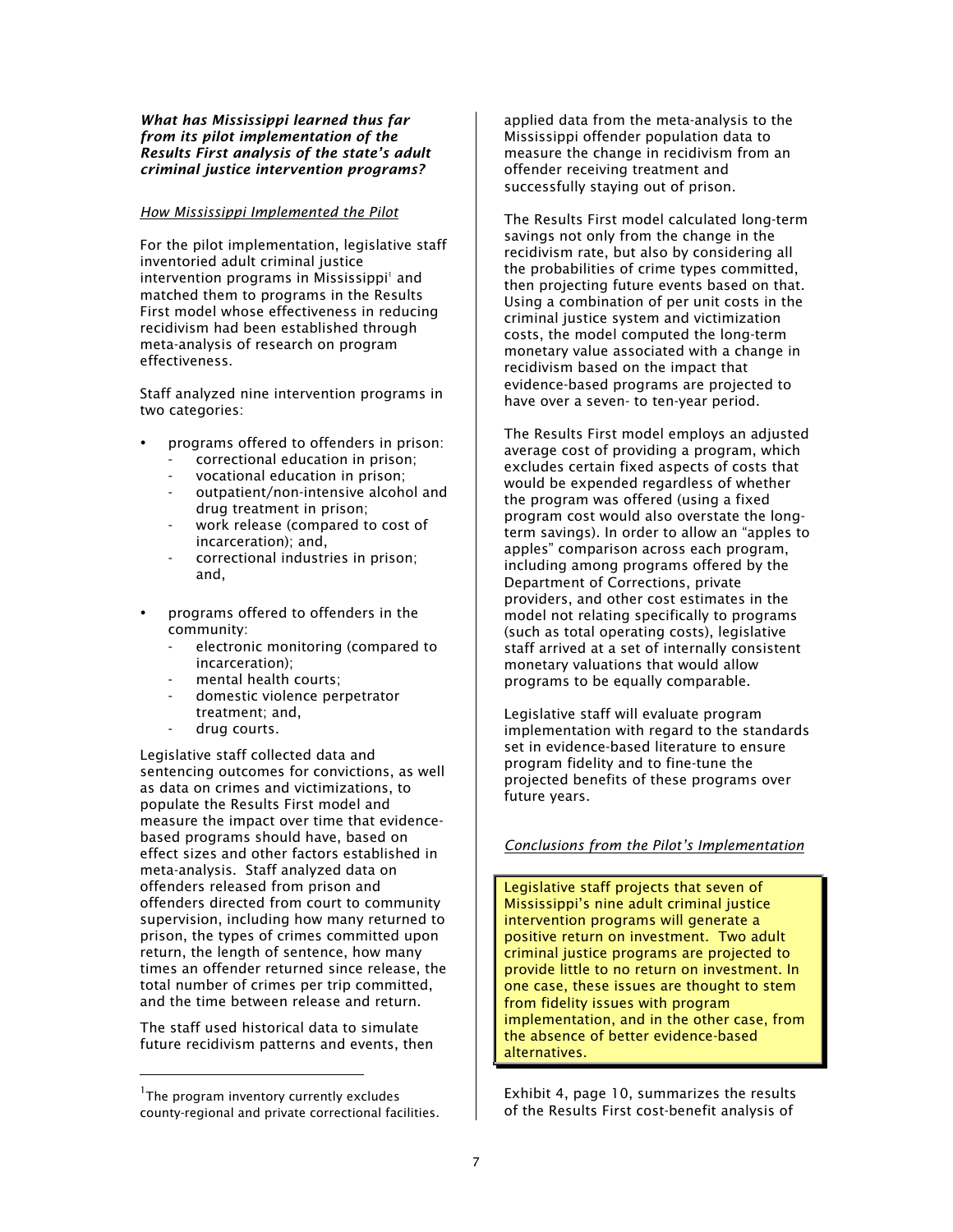***What has Mississippi learned thus far from its pilot implementation of the Results First analysis of the state's adult criminal justice intervention programs?***

*How Mississippi Implemented the Pilot*

For the pilot implementation, legislative staff inventoried adult criminal justice intervention programs in Mississippi[1] and matched them to programs in the Results First model whose effectiveness in reducing recidivism had been established through meta-analysis of research on program effectiveness.

Staff analyzed nine intervention programs in two categories:

- programs offered to offenders in prison:
  - correctional education in prison;
  - vocational education in prison;
  - outpatient/non-intensive alcohol and drug treatment in prison;
  - work release (compared to cost of incarceration); and,
  - correctional industries in prison; and,
- programs offered to offenders in the community:
  - electronic monitoring (compared to incarceration);
  - mental health courts;
  - domestic violence perpetrator treatment; and,
  - drug courts.

Legislative staff collected data and sentencing outcomes for convictions, as well as data on crimes and victimizations, to populate the Results First model and measure the impact over time that evidence-based programs should have, based on effect sizes and other factors established in meta-analysis. Staff analyzed data on offenders released from prison and offenders directed from court to community supervision, including how many returned to prison, the types of crimes committed upon return, the length of sentence, how many times an offender returned since release, the total number of crimes per trip committed, and the time between release and return.

The staff used historical data to simulate future recidivism patterns and events, then applied data from the meta-analysis to the Mississippi offender population data to measure the change in recidivism from an offender receiving treatment and successfully staying out of prison.

The Results First model calculated long-term savings not only from the change in the recidivism rate, but also by considering all the probabilities of crime types committed, then projecting future events based on that. Using a combination of per unit costs in the criminal justice system and victimization costs, the model computed the long-term monetary value associated with a change in recidivism based on the impact that evidence-based programs are projected to have over a seven- to ten-year period.

The Results First model employs an adjusted average cost of providing a program, which excludes certain fixed aspects of costs that would be expended regardless of whether the program was offered (using a fixed program cost would also overstate the long-term savings). In order to allow an "apples to apples" comparison across each program, including among programs offered by the Department of Corrections, private providers, and other cost estimates in the model not relating specifically to programs (such as total operating costs), legislative staff arrived at a set of internally consistent monetary valuations that would allow programs to be equally comparable.

Legislative staff will evaluate program implementation with regard to the standards set in evidence-based literature to ensure program fidelity and to fine-tune the projected benefits of these programs over future years.

*Conclusions from the Pilot's Implementation*

> Legislative staff projects that seven of Mississippi's nine adult criminal justice intervention programs will generate a positive return on investment. Two adult criminal justice programs are projected to provide little to no return on investment. In one case, these issues are thought to stem from fidelity issues with program implementation, and in the other case, from the absence of better evidence-based alternatives.

Exhibit 4, page 10, summarizes the results of the Results First cost-benefit analysis of

[1] The program inventory currently excludes county-regional and private correctional facilities.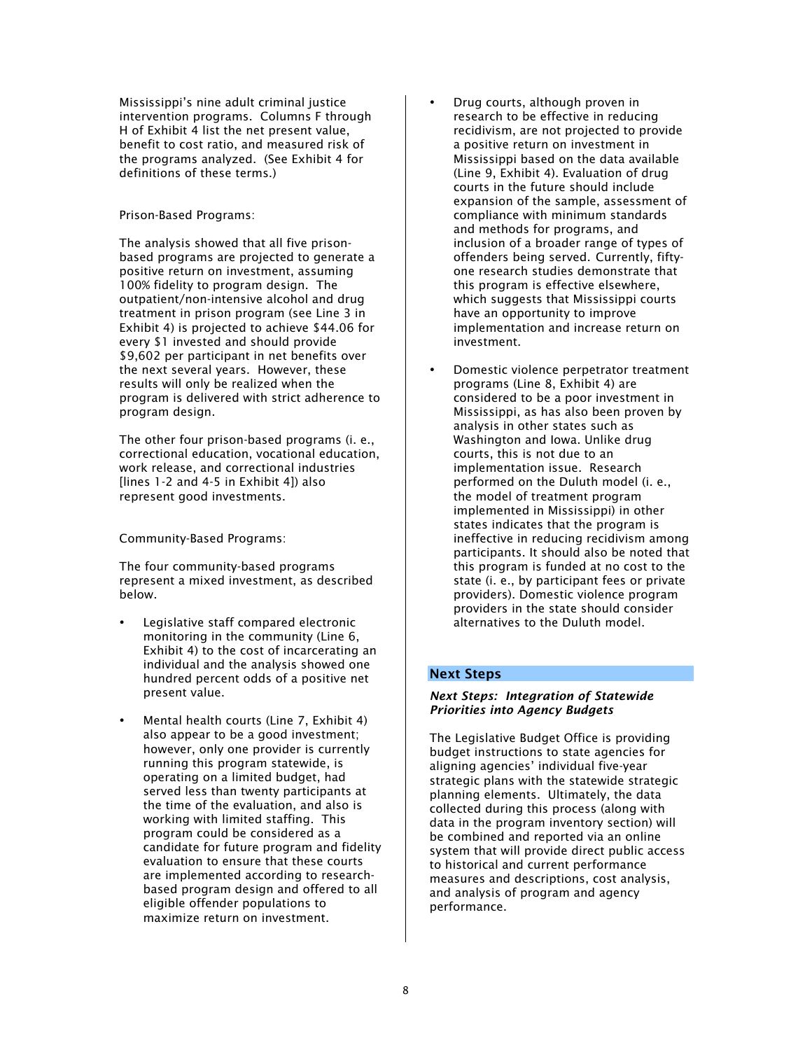Mississippi's nine adult criminal justice intervention programs. Columns F through H of Exhibit 4 list the net present value, benefit to cost ratio, and measured risk of the programs analyzed. (See Exhibit 4 for definitions of these terms.)

Prison-Based Programs:

The analysis showed that all five prison-based programs are projected to generate a positive return on investment, assuming 100% fidelity to program design. The outpatient/non-intensive alcohol and drug treatment in prison program (see Line 3 in Exhibit 4) is projected to achieve $44.06 for every $1 invested and should provide $9,602 per participant in net benefits over the next several years. However, these results will only be realized when the program is delivered with strict adherence to program design.

The other four prison-based programs (i. e., correctional education, vocational education, work release, and correctional industries [lines 1-2 and 4-5 in Exhibit 4]) also represent good investments.

Community-Based Programs:

The four community-based programs represent a mixed investment, as described below.

- Legislative staff compared electronic monitoring in the community (Line 6, Exhibit 4) to the cost of incarcerating an individual and the analysis showed one hundred percent odds of a positive net present value.

- Mental health courts (Line 7, Exhibit 4) also appear to be a good investment; however, only one provider is currently running this program statewide, is operating on a limited budget, had served less than twenty participants at the time of the evaluation, and also is working with limited staffing. This program could be considered as a candidate for future program and fidelity evaluation to ensure that these courts are implemented according to research-based program design and offered to all eligible offender populations to maximize return on investment.

- Drug courts, although proven in research to be effective in reducing recidivism, are not projected to provide a positive return on investment in Mississippi based on the data available (Line 9, Exhibit 4). Evaluation of drug courts in the future should include expansion of the sample, assessment of compliance with minimum standards and methods for programs, and inclusion of a broader range of types of offenders being served. Currently, fifty-one research studies demonstrate that this program is effective elsewhere, which suggests that Mississippi courts have an opportunity to improve implementation and increase return on investment.

- Domestic violence perpetrator treatment programs (Line 8, Exhibit 4) are considered to be a poor investment in Mississippi, as has also been proven by analysis in other states such as Washington and Iowa. Unlike drug courts, this is not due to an implementation issue. Research performed on the Duluth model (i. e., the model of treatment program implemented in Mississippi) in other states indicates that the program is ineffective in reducing recidivism among participants. It should also be noted that this program is funded at no cost to the state (i. e., by participant fees or private providers). Domestic violence program providers in the state should consider alternatives to the Duluth model.

## Next Steps

***Next Steps: Integration of Statewide Priorities into Agency Budgets***

The Legislative Budget Office is providing budget instructions to state agencies for aligning agencies' individual five-year strategic plans with the statewide strategic planning elements. Ultimately, the data collected during this process (along with data in the program inventory section) will be combined and reported via an online system that will provide direct public access to historical and current performance measures and descriptions, cost analysis, and analysis of program and agency performance.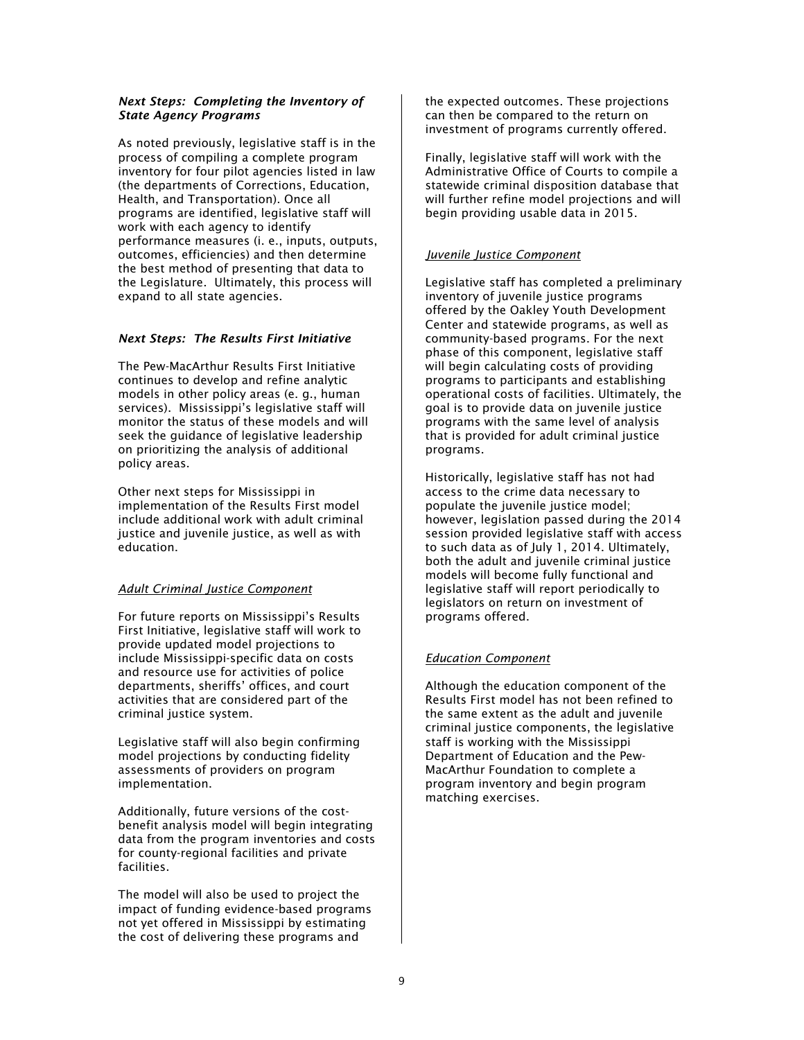### *Next Steps: Completing the Inventory of State Agency Programs*

As noted previously, legislative staff is in the process of compiling a complete program inventory for four pilot agencies listed in law (the departments of Corrections, Education, Health, and Transportation). Once all programs are identified, legislative staff will work with each agency to identify performance measures (i. e., inputs, outputs, outcomes, efficiencies) and then determine the best method of presenting that data to the Legislature. Ultimately, this process will expand to all state agencies.

### *Next Steps: The Results First Initiative*

The Pew-MacArthur Results First Initiative continues to develop and refine analytic models in other policy areas (e. g., human services). Mississippi's legislative staff will monitor the status of these models and will seek the guidance of legislative leadership on prioritizing the analysis of additional policy areas.

Other next steps for Mississippi in implementation of the Results First model include additional work with adult criminal justice and juvenile justice, as well as with education.

#### Adult Criminal Justice Component

For future reports on Mississippi's Results First Initiative, legislative staff will work to provide updated model projections to include Mississippi-specific data on costs and resource use for activities of police departments, sheriffs' offices, and court activities that are considered part of the criminal justice system.

Legislative staff will also begin confirming model projections by conducting fidelity assessments of providers on program implementation.

Additionally, future versions of the cost-benefit analysis model will begin integrating data from the program inventories and costs for county-regional facilities and private facilities.

The model will also be used to project the impact of funding evidence-based programs not yet offered in Mississippi by estimating the cost of delivering these programs and the expected outcomes. These projections can then be compared to the return on investment of programs currently offered.

Finally, legislative staff will work with the Administrative Office of Courts to compile a statewide criminal disposition database that will further refine model projections and will begin providing usable data in 2015.

#### Juvenile Justice Component

Legislative staff has completed a preliminary inventory of juvenile justice programs offered by the Oakley Youth Development Center and statewide programs, as well as community-based programs. For the next phase of this component, legislative staff will begin calculating costs of providing programs to participants and establishing operational costs of facilities. Ultimately, the goal is to provide data on juvenile justice programs with the same level of analysis that is provided for adult criminal justice programs.

Historically, legislative staff has not had access to the crime data necessary to populate the juvenile justice model; however, legislation passed during the 2014 session provided legislative staff with access to such data as of July 1, 2014. Ultimately, both the adult and juvenile criminal justice models will become fully functional and legislative staff will report periodically to legislators on return on investment of programs offered.

#### Education Component

Although the education component of the Results First model has not been refined to the same extent as the adult and juvenile criminal justice components, the legislative staff is working with the Mississippi Department of Education and the Pew-MacArthur Foundation to complete a program inventory and begin program matching exercises.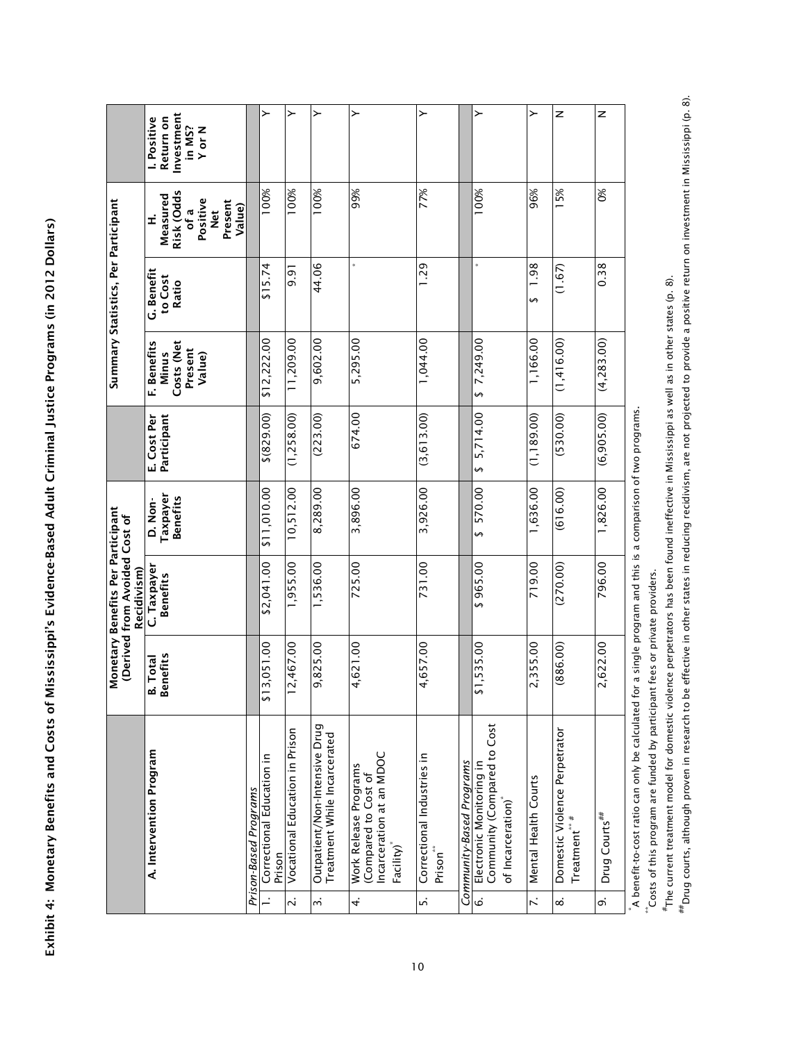**Exhibit 4: Monetary Benefits and Costs of Mississippi's Evidence-Based Adult Criminal Justice Programs (in 2012 Dollars)**

| | Monetary Benefits Per Participant (Derived from Avoided Cost of Recidivism) | | | | Summary Statistics, Per Participant | | | |
|---|---|---|---|---|---|---|---|---|
| A. Intervention Program | B. Total Benefits | C. Taxpayer Benefits | D. Non-Taxpayer Benefits | E. Cost Per Participant | F. Benefits Minus Costs (Net Present Value) | G. Benefit to Cost Ratio | H. Measured Risk (Odds of a Positive Net Present Value) | I. Positive Return on Investment in MS? Y or N |
| *Prison-Based Programs* | | | | | | | | |
| 1. Correctional Education in Prison | $13,051.00 | $2,041.00 | $11,010.00 | $(829.00) | $12,222.00 | $15.74 | 100% | Y |
| 2. Vocational Education in Prison | 12,467.00 | 1,955.00 | 10,512.00 | (1,258.00) | 11,209.00 | 9.91 | 100% | Y |
| 3. Outpatient/Non-Intensive Drug Treatment While Incarcerated | 9,825.00 | 1,536.00 | 8,289.00 | (223.00) | 9,602.00 | 44.06 | 100% | Y |
| 4. Work Release Programs (Compared to Cost of Incarceration at an MDOC Facility)* | 4,621.00 | 725.00 | 3,896.00 | 674.00 | 5,295.00 | * | 99% | Y |
| 5. Correctional Industries in Prison** | 4,657.00 | 731.00 | 3,926.00 | (3,613.00) | 1,044.00 | 1.29 | 77% | Y |
| *Community-Based Programs* | | | | | | | | |
| 6. Electronic Monitoring in Community (Compared to Cost of Incarceration)* | $1,535.00 | $ 965.00 | $ 570.00 | $ 5,714.00 | $ 7,249.00 | * | 100% | Y |
| 7. Mental Health Courts | 2,355.00 | 719.00 | 1,636.00 | (1,189.00) | 1,166.00 | $ 1.98 | 96% | Y |
| 8. Domestic Violence Perpetrator Treatment** # | (886.00) | (270.00) | (616.00) | (530.00) | (1,416.00) | (1.67) | 15% | N |
| 9. Drug Courts## | 2,622.00 | 796.00 | 1,826.00 | (6,905.00) | (4,283.00) | 0.38 | 0% | N |

\* A benefit-to-cost ratio can only be calculated for a single program and this is a comparison of two programs.

\*\* Costs of this program are funded by participant fees or private providers.

# The current treatment model for domestic violence perpetrators has been found ineffective in Mississippi as well as in other states (p. 8).

## Drug courts, although proven in research to be effective in other states in reducing recidivism, are not projected to provide a positive return on investment in Mississippi (p. 8).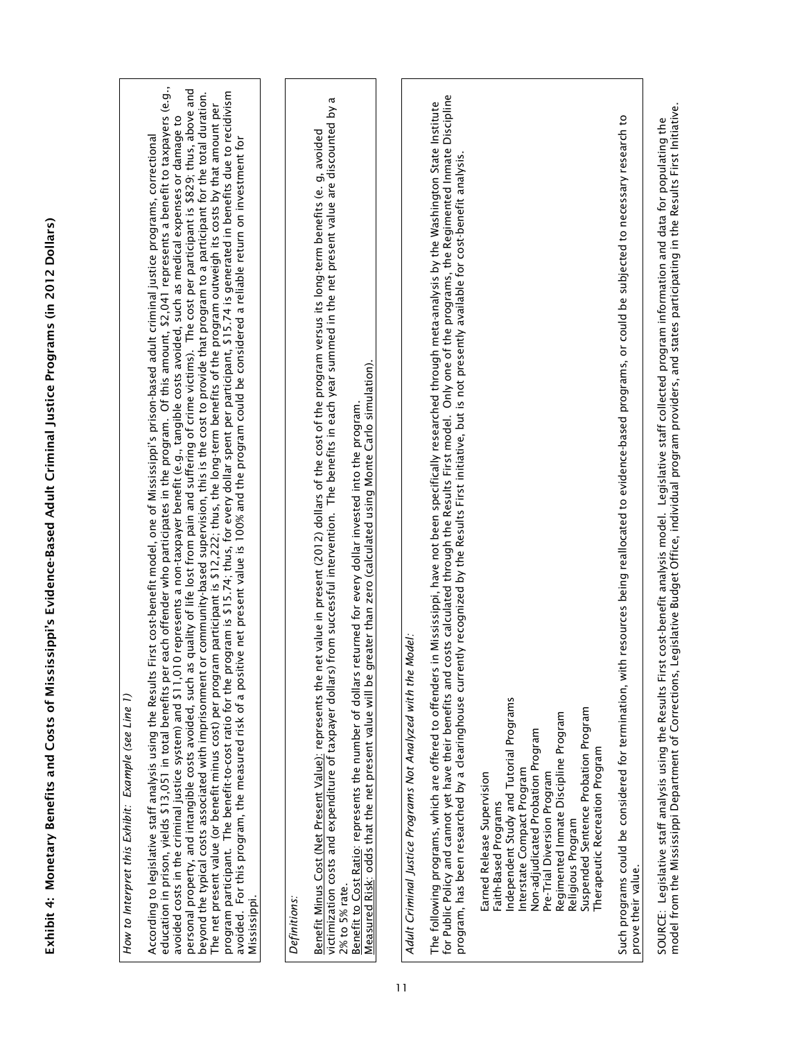# Exhibit 4: Monetary Benefits and Costs of Mississippi's Evidence-Based Adult Criminal Justice Programs (in 2012 Dollars)

*How to Interpret this Exhibit: Example (see Line 1)*

According to legislative staff analysis using the Results First cost-benefit model, one of Mississippi's prison-based adult criminal justice programs, correctional education in prison, yields $13,051 in total benefits per each offender who participates in the program. Of this amount, $2,041 represents a benefit to taxpayers (e.g., avoided costs in the criminal justice system) and $11,010 represents a non-taxpayer benefit (e.g., tangible costs avoided, such as medical expenses or damage to personal property, and intangible costs avoided, such as quality of life lost from pain and suffering of crime victims). The cost per participant is $829; thus, above and beyond the typical costs associated with imprisonment or community-based supervision, this is the cost to provide that program to a participant for the total duration. The net present value (or benefit minus cost) per program participant is $12,222; thus, the long-term benefits of the program outweigh its costs by that amount per program participant. The benefit-to-cost ratio for the program is $15.74; thus, for every dollar spent per participant, $15.74 is generated in benefits due to recidivism avoided. For this program, the measured risk of a positive net present value is 100% and the program could be considered a reliable return on investment for Mississippi.

*Definitions:*

Benefit Minus Cost (Net Present Value): represents the net value in present (2012) dollars of the cost of the program versus its long-term benefits (e. g. avoided victimization costs and expenditure of taxpayer dollars) from successful intervention. The benefits in each year summed in the net present value are discounted by a 2% to 5% rate.

Benefit to Cost Ratio: represents the number of dollars returned for every dollar invested into the program.

Measured Risk: odds that the net present value will be greater than zero (calculated using Monte Carlo simulation).

*Adult Criminal Justice Programs Not Analyzed with the Model:*

The following programs, which are offered to offenders in Mississippi, have not been specifically researched through meta-analysis by the Washington State Institute for Public Policy and cannot yet have their benefits and costs calculated through the Results First model. Only one of the programs, the Regimented Inmate Discipline program, has been researched by a clearinghouse currently recognized by the Results First initiative, but is not presently available for cost-benefit analysis.

- Earned Release Supervision
- Faith-Based Programs
- Independent Study and Tutorial Programs
- Interstate Compact Program
- Non-adjudicated Probation Program
- Pre-Trial Diversion Program
- Regimented Inmate Discipline Program
- Religious Program
- Suspended Sentence Probation Program
- Therapeutic Recreation Program

Such programs could be considered for termination, with resources being reallocated to evidence-based programs, or could be subjected to necessary research to prove their value.

SOURCE: Legislative staff analysis using the Results First cost-benefit analysis model. Legislative staff collected program information and data for populating the model from the Mississippi Department of Corrections, Legislative Budget Office, individual program providers, and states participating in the Results First Initiative.